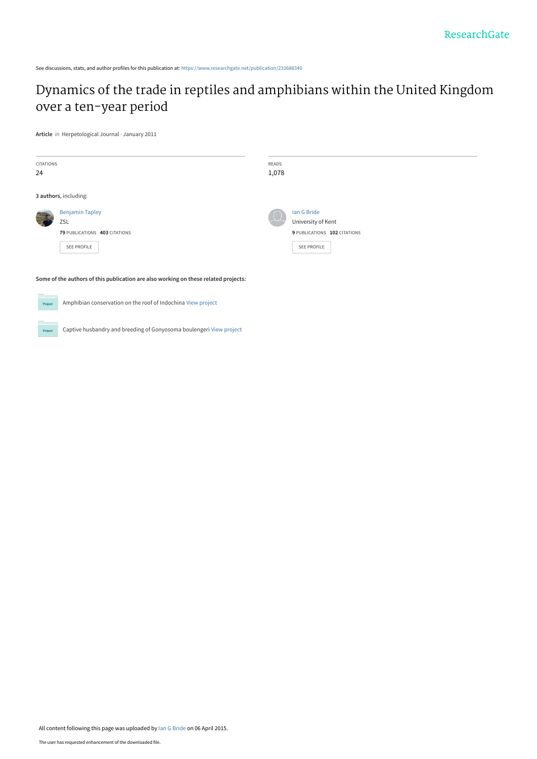See discussions, stats, and author profiles for this publication at: https://www.researchgate.net/publication/233688340

# Dynamics of the trade in reptiles and amphibians within the United Kingdom over a ten-year period

**Article** *in* Herpetological Journal · January 2011

CITATIONS
24

READS
1,078

**3 authors**, including:

Benjamin Tapley
ZSL
**79** PUBLICATIONS **403** CITATIONS

SEE PROFILE

Ian G Bride
University of Kent
**9** PUBLICATIONS **102** CITATIONS

SEE PROFILE

**Some of the authors of this publication are also working on these related projects:**

Amphibian conservation on the roof of Indochina View project

Captive husbandry and breeding of Gonyosoma boulengeri View project

All content following this page was uploaded by Ian G Bride on 06 April 2015.

The user has requested enhancement of the downloaded file.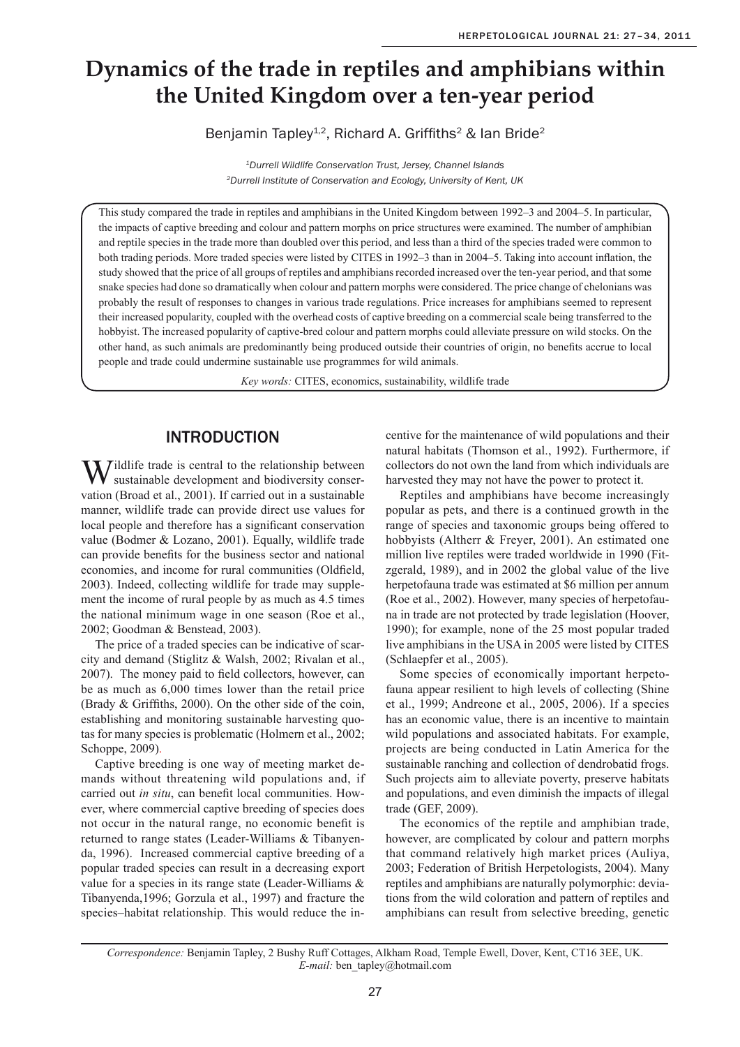# Dynamics of the trade in reptiles and amphibians within the United Kingdom over a ten-year period

Benjamin Tapley[1,2], Richard A. Griffiths[2] & Ian Bride[2]

[1]*Durrell Wildlife Conservation Trust, Jersey, Channel Islands*
[2]*Durrell Institute of Conservation and Ecology, University of Kent, UK*

This study compared the trade in reptiles and amphibians in the United Kingdom between 1992–3 and 2004–5. In particular, the impacts of captive breeding and colour and pattern morphs on price structures were examined. The number of amphibian and reptile species in the trade more than doubled over this period, and less than a third of the species traded were common to both trading periods. More traded species were listed by CITES in 1992–3 than in 2004–5. Taking into account inflation, the study showed that the price of all groups of reptiles and amphibians recorded increased over the ten-year period, and that some snake species had done so dramatically when colour and pattern morphs were considered. The price change of chelonians was probably the result of responses to changes in various trade regulations. Price increases for amphibians seemed to represent their increased popularity, coupled with the overhead costs of captive breeding on a commercial scale being transferred to the hobbyist. The increased popularity of captive-bred colour and pattern morphs could alleviate pressure on wild stocks. On the other hand, as such animals are predominantly being produced outside their countries of origin, no benefits accrue to local people and trade could undermine sustainable use programmes for wild animals.

*Key words:* CITES, economics, sustainability, wildlife trade

## INTRODUCTION

Wildlife trade is central to the relationship between sustainable development and biodiversity conservation (Broad et al., 2001). If carried out in a sustainable manner, wildlife trade can provide direct use values for local people and therefore has a significant conservation value (Bodmer & Lozano, 2001). Equally, wildlife trade can provide benefits for the business sector and national economies, and income for rural communities (Oldfield, 2003). Indeed, collecting wildlife for trade may supplement the income of rural people by as much as 4.5 times the national minimum wage in one season (Roe et al., 2002; Goodman & Benstead, 2003).

The price of a traded species can be indicative of scarcity and demand (Stiglitz & Walsh, 2002; Rivalan et al., 2007). The money paid to field collectors, however, can be as much as 6,000 times lower than the retail price (Brady & Griffiths, 2000). On the other side of the coin, establishing and monitoring sustainable harvesting quotas for many species is problematic (Holmern et al., 2002; Schoppe, 2009).

Captive breeding is one way of meeting market demands without threatening wild populations and, if carried out *in situ*, can benefit local communities. However, where commercial captive breeding of species does not occur in the natural range, no economic benefit is returned to range states (Leader-Williams & Tibanyenda, 1996). Increased commercial captive breeding of a popular traded species can result in a decreasing export value for a species in its range state (Leader-Williams & Tibanyenda,1996; Gorzula et al., 1997) and fracture the species–habitat relationship. This would reduce the incentive for the maintenance of wild populations and their natural habitats (Thomson et al., 1992). Furthermore, if collectors do not own the land from which individuals are harvested they may not have the power to protect it.

Reptiles and amphibians have become increasingly popular as pets, and there is a continued growth in the range of species and taxonomic groups being offered to hobbyists (Altherr & Freyer, 2001). An estimated one million live reptiles were traded worldwide in 1990 (Fitzgerald, 1989), and in 2002 the global value of the live herpetofauna trade was estimated at $6 million per annum (Roe et al., 2002). However, many species of herpetofauna in trade are not protected by trade legislation (Hoover, 1990); for example, none of the 25 most popular traded live amphibians in the USA in 2005 were listed by CITES (Schlaepfer et al., 2005).

Some species of economically important herpetofauna appear resilient to high levels of collecting (Shine et al., 1999; Andreone et al., 2005, 2006). If a species has an economic value, there is an incentive to maintain wild populations and associated habitats. For example, projects are being conducted in Latin America for the sustainable ranching and collection of dendrobatid frogs. Such projects aim to alleviate poverty, preserve habitats and populations, and even diminish the impacts of illegal trade (GEF, 2009).

The economics of the reptile and amphibian trade, however, are complicated by colour and pattern morphs that command relatively high market prices (Auliya, 2003; Federation of British Herpetologists, 2004). Many reptiles and amphibians are naturally polymorphic: deviations from the wild coloration and pattern of reptiles and amphibians can result from selective breeding, genetic

*Correspondence:* Benjamin Tapley, 2 Bushy Ruff Cottages, Alkham Road, Temple Ewell, Dover, Kent, CT16 3EE, UK.
*E-mail:* ben_tapley@hotmail.com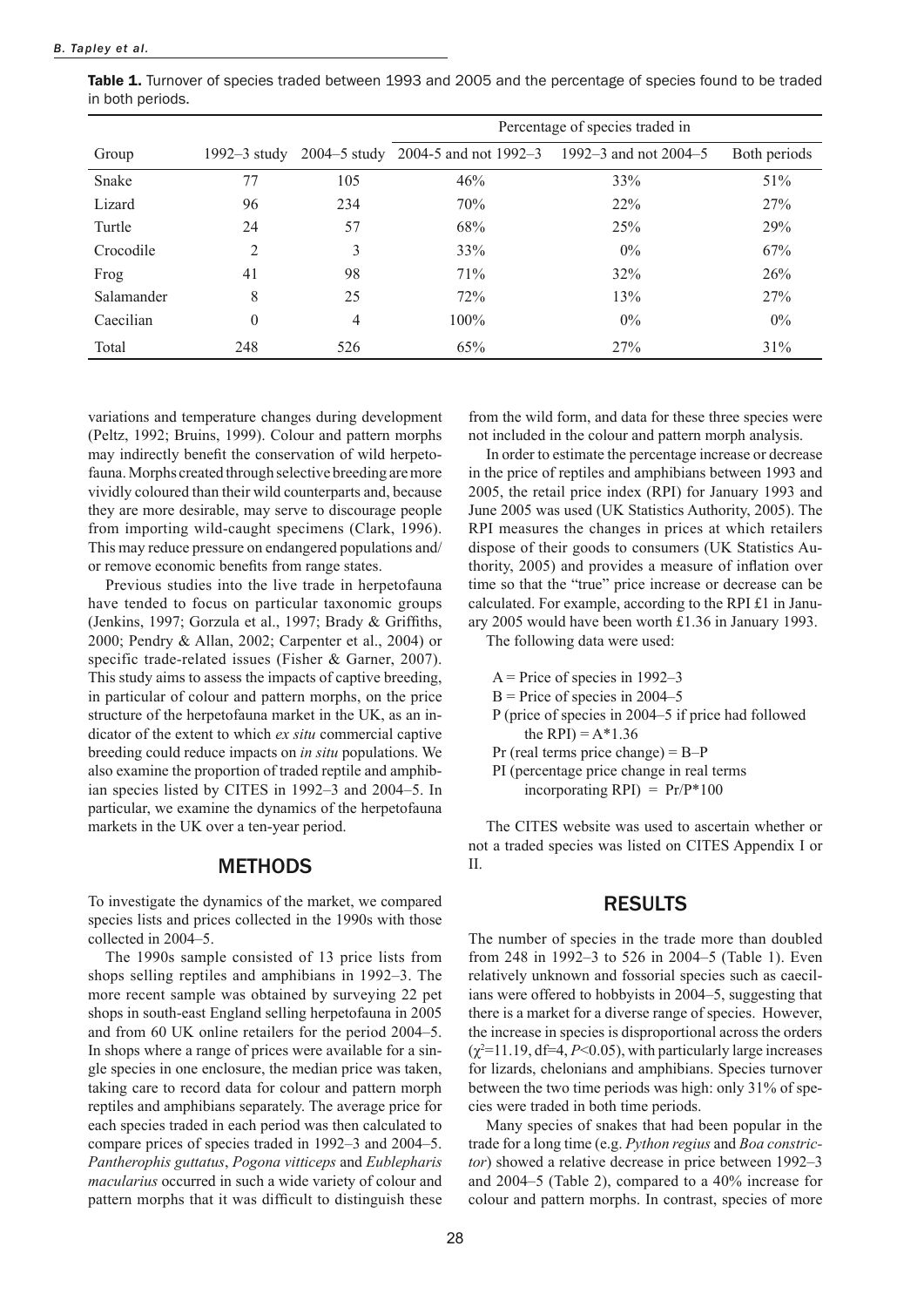**Table 1.** Turnover of species traded between 1993 and 2005 and the percentage of species found to be traded in both periods.

| Group | 1992–3 study | 2004–5 study | Percentage of species traded in | | |
|---|---|---|---|---|---|
| | | | 2004-5 and not 1992–3 | 1992–3 and not 2004–5 | Both periods |
| Snake | 77 | 105 | 46% | 33% | 51% |
| Lizard | 96 | 234 | 70% | 22% | 27% |
| Turtle | 24 | 57 | 68% | 25% | 29% |
| Crocodile | 2 | 3 | 33% | 0% | 67% |
| Frog | 41 | 98 | 71% | 32% | 26% |
| Salamander | 8 | 25 | 72% | 13% | 27% |
| Caecilian | 0 | 4 | 100% | 0% | 0% |
| Total | 248 | 526 | 65% | 27% | 31% |

variations and temperature changes during development (Peltz, 1992; Bruins, 1999). Colour and pattern morphs may indirectly benefit the conservation of wild herpetofauna. Morphs created through selective breeding are more vividly coloured than their wild counterparts and, because they are more desirable, may serve to discourage people from importing wild-caught specimens (Clark, 1996). This may reduce pressure on endangered populations and/or remove economic benefits from range states.

Previous studies into the live trade in herpetofauna have tended to focus on particular taxonomic groups (Jenkins, 1997; Gorzula et al., 1997; Brady & Griffiths, 2000; Pendry & Allan, 2002; Carpenter et al., 2004) or specific trade-related issues (Fisher & Garner, 2007). This study aims to assess the impacts of captive breeding, in particular of colour and pattern morphs, on the price structure of the herpetofauna market in the UK, as an indicator of the extent to which *ex situ* commercial captive breeding could reduce impacts on *in situ* populations. We also examine the proportion of traded reptile and amphibian species listed by CITES in 1992–3 and 2004–5. In particular, we examine the dynamics of the herpetofauna markets in the UK over a ten-year period.

## METHODS

To investigate the dynamics of the market, we compared species lists and prices collected in the 1990s with those collected in 2004–5.

The 1990s sample consisted of 13 price lists from shops selling reptiles and amphibians in 1992–3. The more recent sample was obtained by surveying 22 pet shops in south-east England selling herpetofauna in 2005 and from 60 UK online retailers for the period 2004–5. In shops where a range of prices were available for a single species in one enclosure, the median price was taken, taking care to record data for colour and pattern morph reptiles and amphibians separately. The average price for each species traded in each period was then calculated to compare prices of species traded in 1992–3 and 2004–5. *Pantherophis guttatus*, *Pogona vitticeps* and *Eublepharis macularius* occurred in such a wide variety of colour and pattern morphs that it was difficult to distinguish these from the wild form, and data for these three species were not included in the colour and pattern morph analysis.

In order to estimate the percentage increase or decrease in the price of reptiles and amphibians between 1993 and 2005, the retail price index (RPI) for January 1993 and June 2005 was used (UK Statistics Authority, 2005). The RPI measures the changes in prices at which retailers dispose of their goods to consumers (UK Statistics Authority, 2005) and provides a measure of inflation over time so that the "true" price increase or decrease can be calculated. For example, according to the RPI £1 in January 2005 would have been worth £1.36 in January 1993.

The following data were used:

A = Price of species in 1992–3
B = Price of species in 2004–5
P (price of species in 2004–5 if price had followed the RPI) = A*1.36
Pr (real terms price change) = B–P
PI (percentage price change in real terms incorporating RPI) = Pr/P*100

The CITES website was used to ascertain whether or not a traded species was listed on CITES Appendix I or II.

## RESULTS

The number of species in the trade more than doubled from 248 in 1992–3 to 526 in 2004–5 (Table 1). Even relatively unknown and fossorial species such as caecilians were offered to hobbyists in 2004–5, suggesting that there is a market for a diverse range of species. However, the increase in species is disproportional across the orders ($\chi^2$=11.19, df=4, $P$<0.05), with particularly large increases for lizards, chelonians and amphibians. Species turnover between the two time periods was high: only 31% of species were traded in both time periods.

Many species of snakes that had been popular in the trade for a long time (e.g. *Python regius* and *Boa constrictor*) showed a relative decrease in price between 1992–3 and 2004–5 (Table 2), compared to a 40% increase for colour and pattern morphs. In contrast, species of more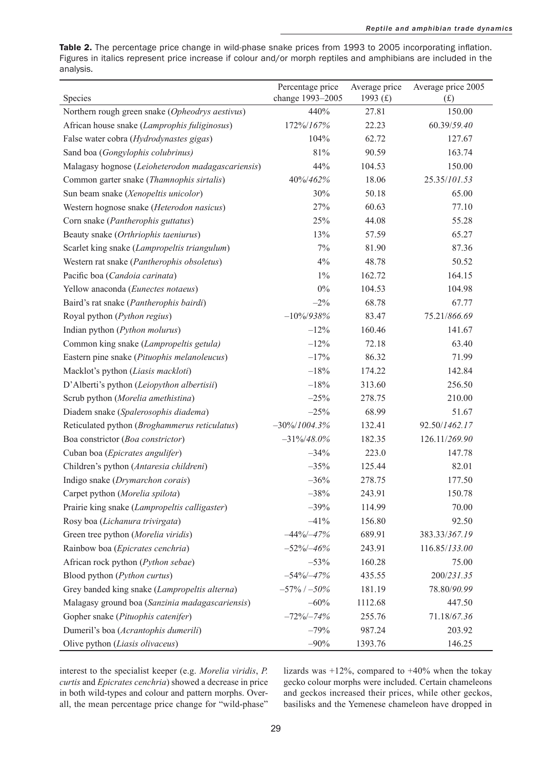**Table 2.** The percentage price change in wild-phase snake prices from 1993 to 2005 incorporating inflation. Figures in italics represent price increase if colour and/or morph reptiles and amphibians are included in the analysis.

| Species | Percentage price change 1993–2005 | Average price 1993 (£) | Average price 2005 (£) |
|---|---|---|---|
| Northern rough green snake (*Opheodrys aestivus*) | 440% | 27.81 | 150.00 |
| African house snake (*Lamprophis fuliginosus*) | 172%/*167%* | 22.23 | 60.39/*59.40* |
| False water cobra (*Hydrodynastes gigas*) | 104% | 62.72 | 127.67 |
| Sand boa (*Gongylophis colubrinus)* | 81% | 90.59 | 163.74 |
| Malagasy hognose (*Leioheterodon madagascariensis*) | 44% | 104.53 | 150.00 |
| Common garter snake (*Thamnophis sirtalis*) | 40%/*462%* | 18.06 | 25.35/*101.53* |
| Sun beam snake (*Xenopeltis unicolor*) | 30% | 50.18 | 65.00 |
| Western hognose snake (*Heterodon nasicus*) | 27% | 60.63 | 77.10 |
| Corn snake (*Pantherophis guttatus*) | 25% | 44.08 | 55.28 |
| Beauty snake (*Orthriophis taeniurus*) | 13% | 57.59 | 65.27 |
| Scarlet king snake (*Lampropeltis triangulum*) | 7% | 81.90 | 87.36 |
| Western rat snake (*Pantherophis obsoletus*) | 4% | 48.78 | 50.52 |
| Pacific boa (*Candoia carinata*) | 1% | 162.72 | 164.15 |
| Yellow anaconda (*Eunectes notaeus*) | 0% | 104.53 | 104.98 |
| Baird's rat snake (*Pantherophis bairdi*) | –2% | 68.78 | 67.77 |
| Royal python (*Python regius*) | –10%/*938%* | 83.47 | 75.21/*866.69* |
| Indian python (*Python molurus*) | –12% | 160.46 | 141.67 |
| Common king snake (*Lampropeltis getula)* | –12% | 72.18 | 63.40 |
| Eastern pine snake (*Pituophis melanoleucus*) | –17% | 86.32 | 71.99 |
| Macklot's python (*Liasis mackloti*) | –18% | 174.22 | 142.84 |
| D'Alberti's python (*Leiopython albertisii*) | –18% | 313.60 | 256.50 |
| Scrub python (*Morelia amethistina*) | –25% | 278.75 | 210.00 |
| Diadem snake (*Spalerosophis diadema*) | –25% | 68.99 | 51.67 |
| Reticulated python (*Broghammerus reticulatus*) | –30%/*1004.3%* | 132.41 | 92.50/*1462.17* |
| Boa constrictor (*Boa constrictor*) | –31%/*48.0%* | 182.35 | 126.11/*269.90* |
| Cuban boa (*Epicrates angulifer*) | –34% | 223.0 | 147.78 |
| Children's python (*Antaresia childreni*) | –35% | 125.44 | 82.01 |
| Indigo snake (*Drymarchon corais*) | –36% | 278.75 | 177.50 |
| Carpet python (*Morelia spilota*) | –38% | 243.91 | 150.78 |
| Prairie king snake (*Lampropeltis calligaster*) | –39% | 114.99 | 70.00 |
| Rosy boa (*Lichanura trivirgata*) | –41% | 156.80 | 92.50 |
| Green tree python (*Morelia viridis*) | –44%/*–47%* | 689.91 | 383.33/*367.19* |
| Rainbow boa (*Epicrates cenchria*) | –52%/*–46%* | 243.91 | 116.85/*133.00* |
| African rock python (*Python sebae*) | –53% | 160.28 | 75.00 |
| Blood python (*Python curtus*) | –54%/*–47%* | 435.55 | 200/*231.35* |
| Grey banded king snake (*Lampropeltis alterna*) | –57% / *–50%* | 181.19 | 78.80/*90.99* |
| Malagasy ground boa (*Sanzinia madagascariensis*) | –60% | 1112.68 | 447.50 |
| Gopher snake (*Pituophis catenifer*) | –72%/*–74%* | 255.76 | 71.18/*67.36* |
| Dumeril's boa (*Acrantophis dumerili*) | –79% | 987.24 | 203.92 |
| Olive python (*Liasis olivaceus*) | –90% | 1393.76 | 146.25 |

interest to the specialist keeper (e.g. *Morelia viridis*, *P. curtis* and *Epicrates cenchria*) showed a decrease in price in both wild-types and colour and pattern morphs. Overall, the mean percentage price change for "wild-phase" lizards was +12%, compared to +40% when the tokay gecko colour morphs were included. Certain chameleons and geckos increased their prices, while other geckos, basilisks and the Yemenese chameleon have dropped in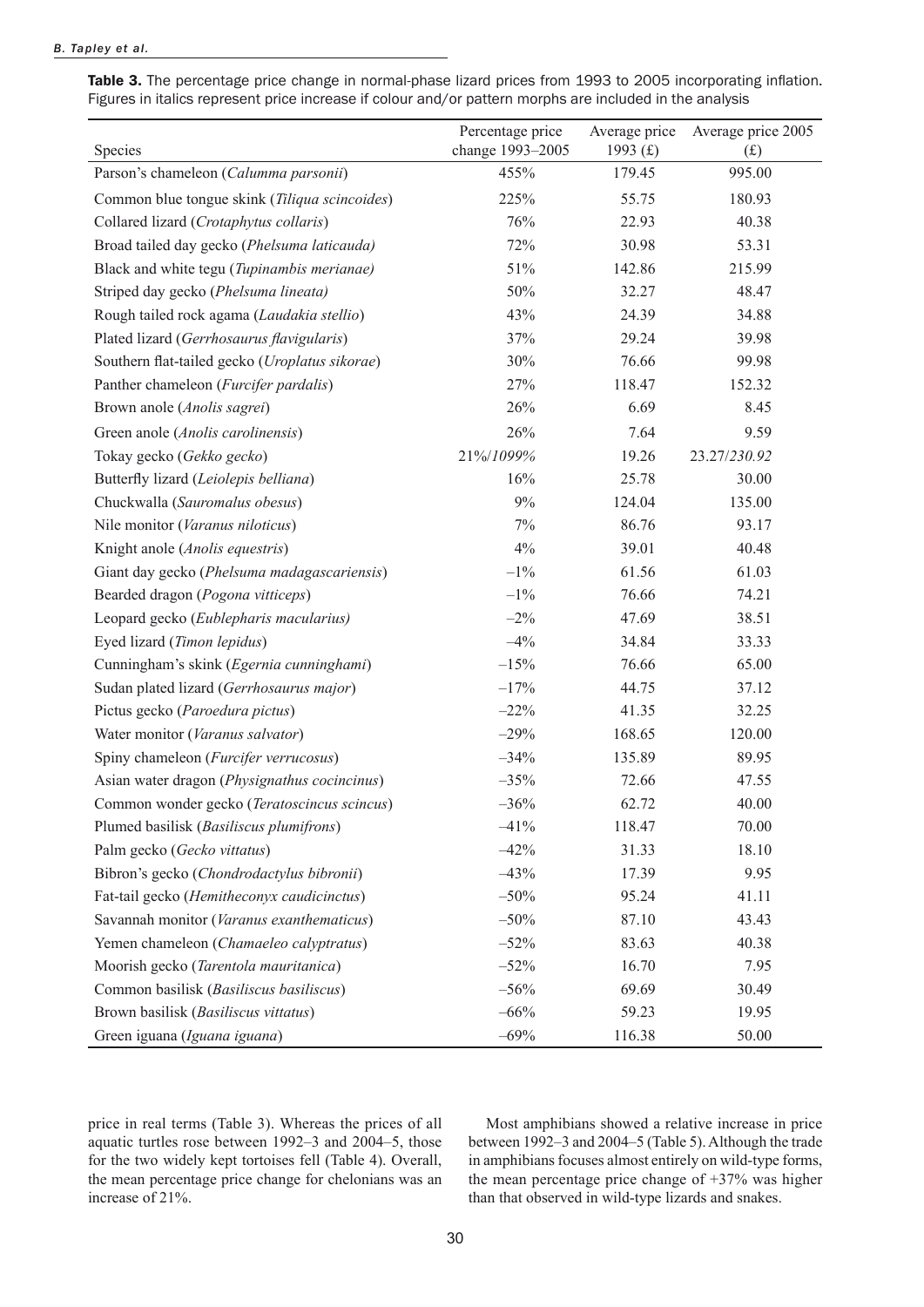**Table 3.** The percentage price change in normal-phase lizard prices from 1993 to 2005 incorporating inflation. Figures in italics represent price increase if colour and/or pattern morphs are included in the analysis

| Species | Percentage price change 1993–2005 | Average price 1993 (£) | Average price 2005 (£) |
|---|---|---|---|
| Parson's chameleon (*Calumma parsonii*) | 455% | 179.45 | 995.00 |
| Common blue tongue skink (*Tiliqua scincoides*) | 225% | 55.75 | 180.93 |
| Collared lizard (*Crotaphytus collaris*) | 76% | 22.93 | 40.38 |
| Broad tailed day gecko (*Phelsuma laticauda*) | 72% | 30.98 | 53.31 |
| Black and white tegu (*Tupinambis merianae*) | 51% | 142.86 | 215.99 |
| Striped day gecko (*Phelsuma lineata*) | 50% | 32.27 | 48.47 |
| Rough tailed rock agama (*Laudakia stellio*) | 43% | 24.39 | 34.88 |
| Plated lizard (*Gerrhosaurus flavigularis*) | 37% | 29.24 | 39.98 |
| Southern flat-tailed gecko (*Uroplatus sikorae*) | 30% | 76.66 | 99.98 |
| Panther chameleon (*Furcifer pardalis*) | 27% | 118.47 | 152.32 |
| Brown anole (*Anolis sagrei*) | 26% | 6.69 | 8.45 |
| Green anole (*Anolis carolinensis*) | 26% | 7.64 | 9.59 |
| Tokay gecko (*Gekko gecko*) | 21%/*1099%* | 19.26 | 23.27/*230.92* |
| Butterfly lizard (*Leiolepis belliana*) | 16% | 25.78 | 30.00 |
| Chuckwalla (*Sauromalus obesus*) | 9% | 124.04 | 135.00 |
| Nile monitor (*Varanus niloticus*) | 7% | 86.76 | 93.17 |
| Knight anole (*Anolis equestris*) | 4% | 39.01 | 40.48 |
| Giant day gecko (*Phelsuma madagascariensis*) | –1% | 61.56 | 61.03 |
| Bearded dragon (*Pogona vitticeps*) | –1% | 76.66 | 74.21 |
| Leopard gecko (*Eublepharis macularius)* | –2% | 47.69 | 38.51 |
| Eyed lizard (*Timon lepidus*) | –4% | 34.84 | 33.33 |
| Cunningham's skink (*Egernia cunninghami*) | –15% | 76.66 | 65.00 |
| Sudan plated lizard (*Gerrhosaurus major*) | –17% | 44.75 | 37.12 |
| Pictus gecko (*Paroedura pictus*) | –22% | 41.35 | 32.25 |
| Water monitor (*Varanus salvator*) | –29% | 168.65 | 120.00 |
| Spiny chameleon (*Furcifer verrucosus*) | –34% | 135.89 | 89.95 |
| Asian water dragon (*Physignathus cocincinus*) | –35% | 72.66 | 47.55 |
| Common wonder gecko (*Teratoscincus scincus*) | –36% | 62.72 | 40.00 |
| Plumed basilisk (*Basiliscus plumifrons*) | –41% | 118.47 | 70.00 |
| Palm gecko (*Gecko vittatus*) | –42% | 31.33 | 18.10 |
| Bibron's gecko (*Chondrodactylus bibronii*) | –43% | 17.39 | 9.95 |
| Fat-tail gecko (*Hemitheconyx caudicinctus*) | –50% | 95.24 | 41.11 |
| Savannah monitor (*Varanus exanthematicus*) | –50% | 87.10 | 43.43 |
| Yemen chameleon (*Chamaeleo calyptratus*) | –52% | 83.63 | 40.38 |
| Moorish gecko (*Tarentola mauritanica*) | –52% | 16.70 | 7.95 |
| Common basilisk (*Basiliscus basiliscus*) | –56% | 69.69 | 30.49 |
| Brown basilisk (*Basiliscus vittatus*) | –66% | 59.23 | 19.95 |
| Green iguana (*Iguana iguana*) | –69% | 116.38 | 50.00 |

price in real terms (Table 3). Whereas the prices of all aquatic turtles rose between 1992–3 and 2004–5, those for the two widely kept tortoises fell (Table 4). Overall, the mean percentage price change for chelonians was an increase of 21%.

Most amphibians showed a relative increase in price between 1992–3 and 2004–5 (Table 5). Although the trade in amphibians focuses almost entirely on wild-type forms, the mean percentage price change of +37% was higher than that observed in wild-type lizards and snakes.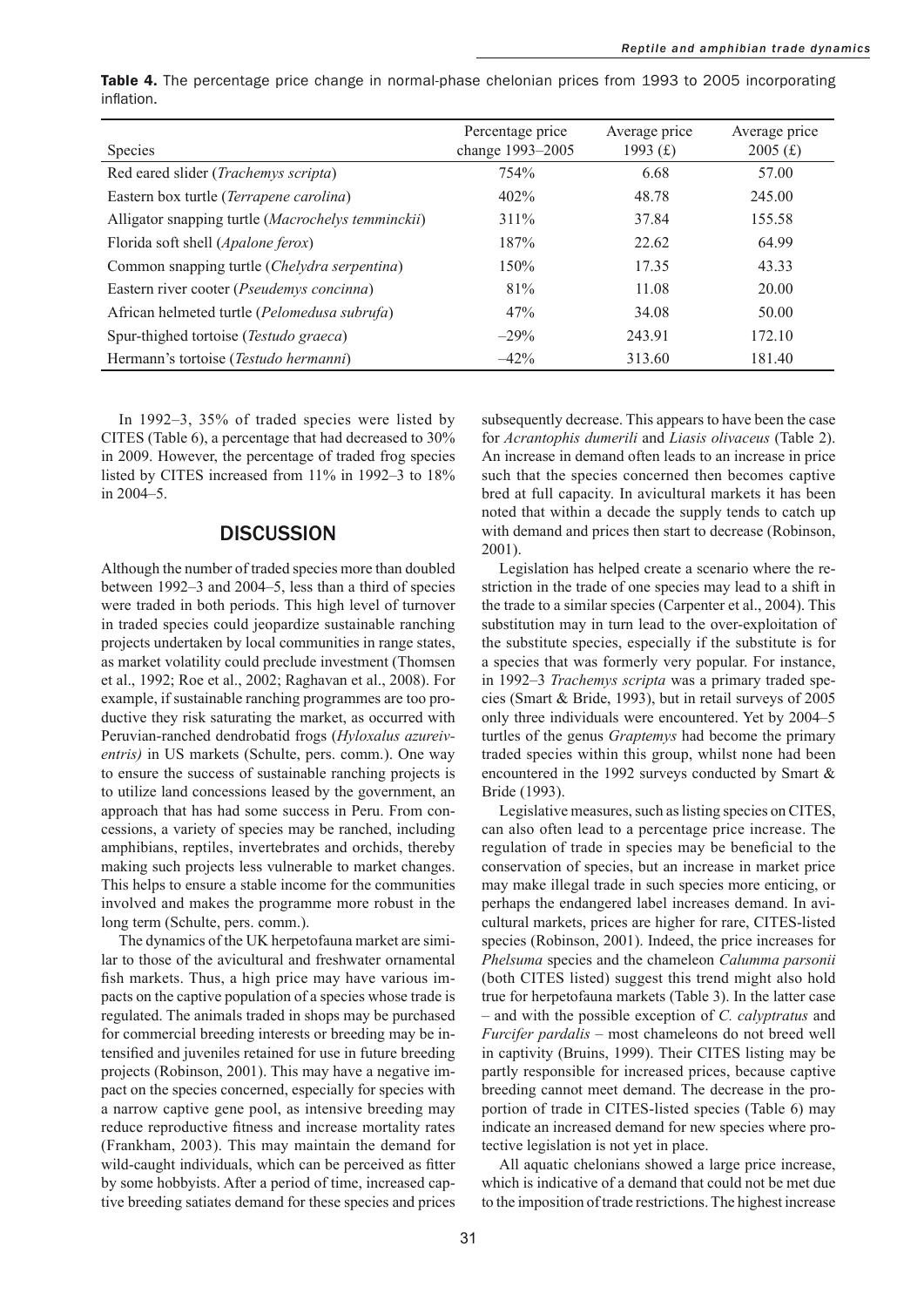**Table 4.** The percentage price change in normal-phase chelonian prices from 1993 to 2005 incorporating inflation.

| Species | Percentage price change 1993–2005 | Average price 1993 (£) | Average price 2005 (£) |
|---|---|---|---|
| Red eared slider (*Trachemys scripta*) | 754% | 6.68 | 57.00 |
| Eastern box turtle (*Terrapene carolina*) | 402% | 48.78 | 245.00 |
| Alligator snapping turtle (*Macrochelys temminckii*) | 311% | 37.84 | 155.58 |
| Florida soft shell (*Apalone ferox*) | 187% | 22.62 | 64.99 |
| Common snapping turtle (*Chelydra serpentina*) | 150% | 17.35 | 43.33 |
| Eastern river cooter (*Pseudemys concinna*) | 81% | 11.08 | 20.00 |
| African helmeted turtle (*Pelomedusa subrufa*) | 47% | 34.08 | 50.00 |
| Spur-thighed tortoise (*Testudo graeca*) | –29% | 243.91 | 172.10 |
| Hermann's tortoise (*Testudo hermanni*) | –42% | 313.60 | 181.40 |

In 1992–3, 35% of traded species were listed by CITES (Table 6), a percentage that had decreased to 30% in 2009. However, the percentage of traded frog species listed by CITES increased from 11% in 1992–3 to 18% in 2004–5.

## DISCUSSION

Although the number of traded species more than doubled between 1992–3 and 2004–5, less than a third of species were traded in both periods. This high level of turnover in traded species could jeopardize sustainable ranching projects undertaken by local communities in range states, as market volatility could preclude investment (Thomsen et al., 1992; Roe et al., 2002; Raghavan et al., 2008). For example, if sustainable ranching programmes are too productive they risk saturating the market, as occurred with Peruvian-ranched dendrobatid frogs (*Hyloxalus azureiventris)* in US markets (Schulte, pers. comm.). One way to ensure the success of sustainable ranching projects is to utilize land concessions leased by the government, an approach that has had some success in Peru. From concessions, a variety of species may be ranched, including amphibians, reptiles, invertebrates and orchids, thereby making such projects less vulnerable to market changes. This helps to ensure a stable income for the communities involved and makes the programme more robust in the long term (Schulte, pers. comm.).

The dynamics of the UK herpetofauna market are similar to those of the avicultural and freshwater ornamental fish markets. Thus, a high price may have various impacts on the captive population of a species whose trade is regulated. The animals traded in shops may be purchased for commercial breeding interests or breeding may be intensified and juveniles retained for use in future breeding projects (Robinson, 2001). This may have a negative impact on the species concerned, especially for species with a narrow captive gene pool, as intensive breeding may reduce reproductive fitness and increase mortality rates (Frankham, 2003). This may maintain the demand for wild-caught individuals, which can be perceived as fitter by some hobbyists. After a period of time, increased captive breeding satiates demand for these species and prices subsequently decrease. This appears to have been the case for *Acrantophis dumerili* and *Liasis olivaceus* (Table 2). An increase in demand often leads to an increase in price such that the species concerned then becomes captive bred at full capacity. In avicultural markets it has been noted that within a decade the supply tends to catch up with demand and prices then start to decrease (Robinson, 2001).

Legislation has helped create a scenario where the restriction in the trade of one species may lead to a shift in the trade to a similar species (Carpenter et al., 2004). This substitution may in turn lead to the over-exploitation of the substitute species, especially if the substitute is for a species that was formerly very popular. For instance, in 1992–3 *Trachemys scripta* was a primary traded species (Smart & Bride, 1993), but in retail surveys of 2005 only three individuals were encountered. Yet by 2004–5 turtles of the genus *Graptemys* had become the primary traded species within this group, whilst none had been encountered in the 1992 surveys conducted by Smart & Bride (1993).

Legislative measures, such as listing species on CITES, can also often lead to a percentage price increase. The regulation of trade in species may be beneficial to the conservation of species, but an increase in market price may make illegal trade in such species more enticing, or perhaps the endangered label increases demand. In avicultural markets, prices are higher for rare, CITES-listed species (Robinson, 2001). Indeed, the price increases for *Phelsuma* species and the chameleon *Calumma parsonii* (both CITES listed) suggest this trend might also hold true for herpetofauna markets (Table 3). In the latter case – and with the possible exception of *C. calyptratus* and *Furcifer pardalis* – most chameleons do not breed well in captivity (Bruins, 1999). Their CITES listing may be partly responsible for increased prices, because captive breeding cannot meet demand. The decrease in the proportion of trade in CITES-listed species (Table 6) may indicate an increased demand for new species where protective legislation is not yet in place.

All aquatic chelonians showed a large price increase, which is indicative of a demand that could not be met due to the imposition of trade restrictions. The highest increase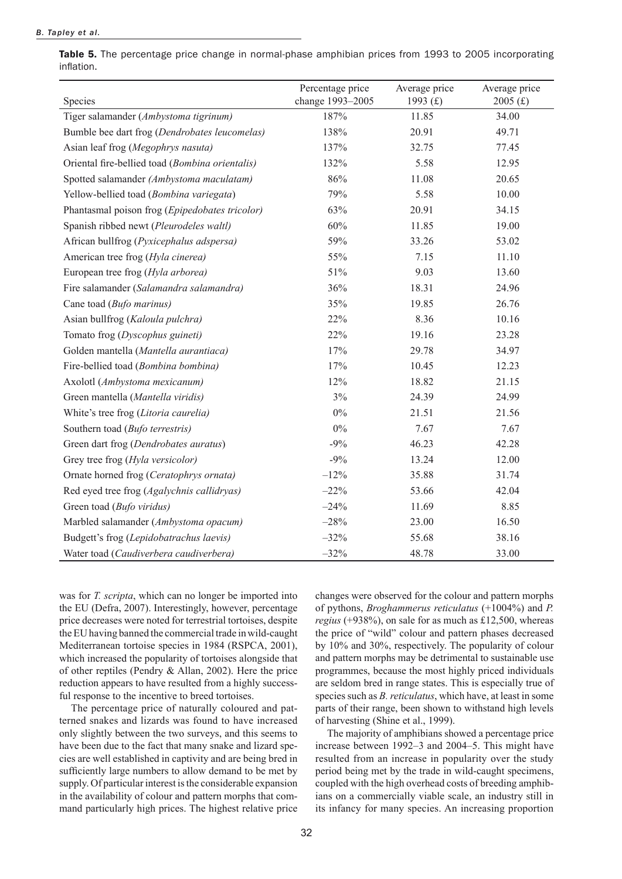**Table 5.** The percentage price change in normal-phase amphibian prices from 1993 to 2005 incorporating inflation.

| Species | Percentage price change 1993–2005 | Average price 1993 (£) | Average price 2005 (£) |
|---|---|---|---|
| Tiger salamander (*Ambystoma tigrinum)* | 187% | 11.85 | 34.00 |
| Bumble bee dart frog (*Dendrobates leucomelas*) | 138% | 20.91 | 49.71 |
| Asian leaf frog (*Megophrys nasuta)* | 137% | 32.75 | 77.45 |
| Oriental fire-bellied toad (*Bombina orientalis)* | 132% | 5.58 | 12.95 |
| Spotted salamander *(Ambystoma maculatam)* | 86% | 11.08 | 20.65 |
| Yellow-bellied toad (*Bombina variegata*) | 79% | 5.58 | 10.00 |
| Phantasmal poison frog (*Epipedobates tricolor)* | 63% | 20.91 | 34.15 |
| Spanish ribbed newt (*Pleurodeles waltl)* | 60% | 11.85 | 19.00 |
| African bullfrog (*Pyxicephalus adspersa)* | 59% | 33.26 | 53.02 |
| American tree frog (*Hyla cinerea)* | 55% | 7.15 | 11.10 |
| European tree frog (*Hyla arborea)* | 51% | 9.03 | 13.60 |
| Fire salamander (*Salamandra salamandra)* | 36% | 18.31 | 24.96 |
| Cane toad (*Bufo marinus)* | 35% | 19.85 | 26.76 |
| Asian bullfrog (*Kaloula pulchra)* | 22% | 8.36 | 10.16 |
| Tomato frog (*Dyscophus guineti)* | 22% | 19.16 | 23.28 |
| Golden mantella (*Mantella aurantiaca)* | 17% | 29.78 | 34.97 |
| Fire-bellied toad (*Bombina bombina)* | 17% | 10.45 | 12.23 |
| Axolotl (*Ambystoma mexicanum)* | 12% | 18.82 | 21.15 |
| Green mantella (*Mantella viridis)* | 3% | 24.39 | 24.99 |
| White's tree frog (*Litoria caurelia)* | 0% | 21.51 | 21.56 |
| Southern toad (*Bufo terrestris)* | 0% | 7.67 | 7.67 |
| Green dart frog (*Dendrobates auratus*) | -9% | 46.23 | 42.28 |
| Grey tree frog (*Hyla versicolor)* | -9% | 13.24 | 12.00 |
| Ornate horned frog (*Ceratophrys ornata)* | –12% | 35.88 | 31.74 |
| Red eyed tree frog (*Agalychnis callidryas)* | –22% | 53.66 | 42.04 |
| Green toad (*Bufo viridus)* | –24% | 11.69 | 8.85 |
| Marbled salamander (*Ambystoma opacum)* | –28% | 23.00 | 16.50 |
| Budgett's frog (*Lepidobatrachus laevis)* | –32% | 55.68 | 38.16 |
| Water toad (*Caudiverbera caudiverbera)* | –32% | 48.78 | 33.00 |

was for *T. scripta*, which can no longer be imported into the EU (Defra, 2007). Interestingly, however, percentage price decreases were noted for terrestrial tortoises, despite the EU having banned the commercial trade in wild-caught Mediterranean tortoise species in 1984 (RSPCA, 2001), which increased the popularity of tortoises alongside that of other reptiles (Pendry & Allan, 2002). Here the price reduction appears to have resulted from a highly successful response to the incentive to breed tortoises.

The percentage price of naturally coloured and patterned snakes and lizards was found to have increased only slightly between the two surveys, and this seems to have been due to the fact that many snake and lizard species are well established in captivity and are being bred in sufficiently large numbers to allow demand to be met by supply. Of particular interest is the considerable expansion in the availability of colour and pattern morphs that command particularly high prices. The highest relative price changes were observed for the colour and pattern morphs of pythons, *Broghammerus reticulatus* (+1004%) and *P. regius* (+938%), on sale for as much as £12,500, whereas the price of "wild" colour and pattern phases decreased by 10% and 30%, respectively. The popularity of colour and pattern morphs may be detrimental to sustainable use programmes, because the most highly priced individuals are seldom bred in range states. This is especially true of species such as *B. reticulatus*, which have, at least in some parts of their range, been shown to withstand high levels of harvesting (Shine et al., 1999).

The majority of amphibians showed a percentage price increase between 1992–3 and 2004–5. This might have resulted from an increase in popularity over the study period being met by the trade in wild-caught specimens, coupled with the high overhead costs of breeding amphibians on a commercially viable scale, an industry still in its infancy for many species. An increasing proportion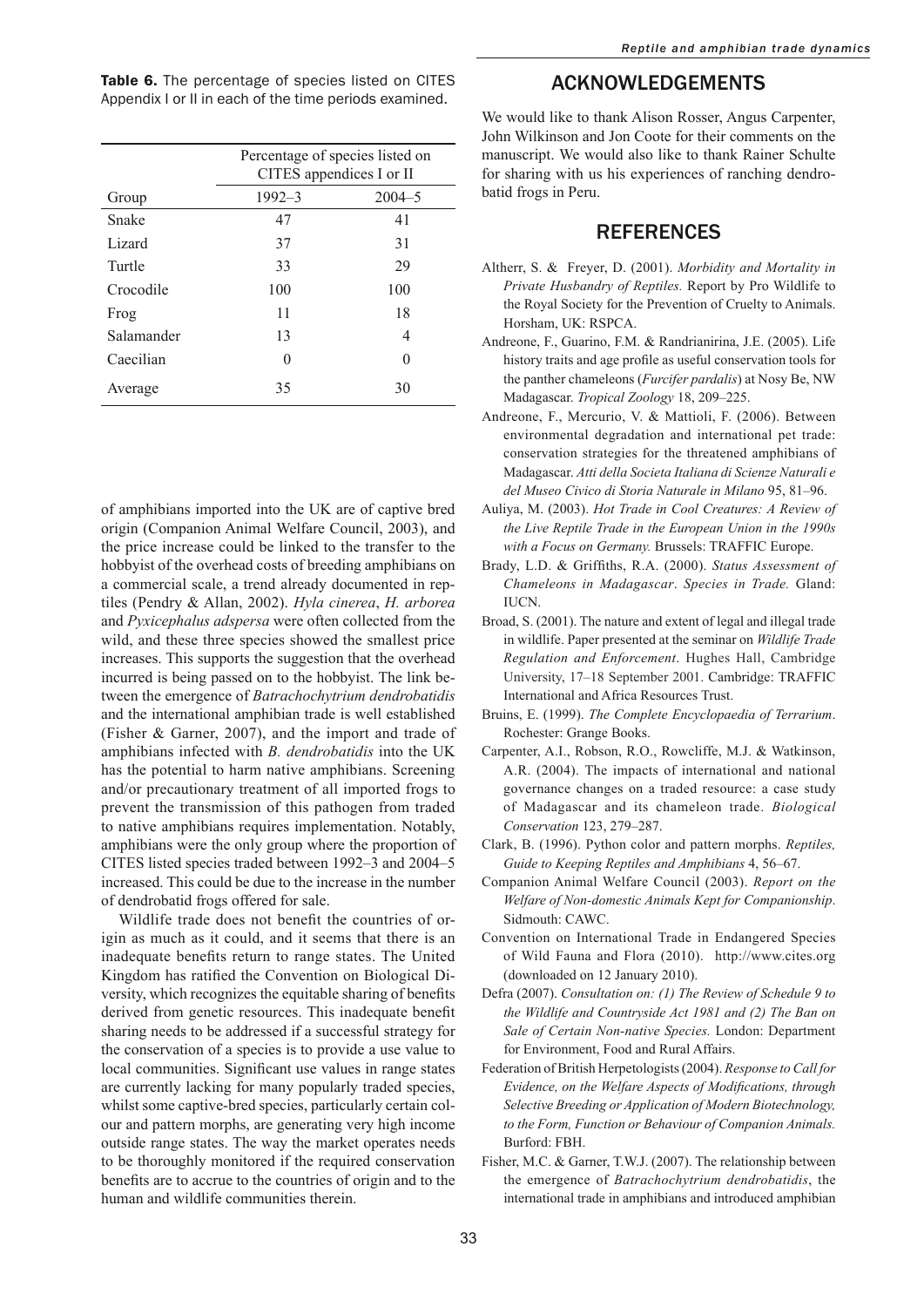**Table 6.** The percentage of species listed on CITES Appendix I or II in each of the time periods examined.

| | Percentage of species listed on CITES appendices I or II | |
|---|---|---|
| Group | 1992–3 | 2004–5 |
| Snake | 47 | 41 |
| Lizard | 37 | 31 |
| Turtle | 33 | 29 |
| Crocodile | 100 | 100 |
| Frog | 11 | 18 |
| Salamander | 13 | 4 |
| Caecilian | 0 | 0 |
| Average | 35 | 30 |

of amphibians imported into the UK are of captive bred origin (Companion Animal Welfare Council, 2003), and the price increase could be linked to the transfer to the hobbyist of the overhead costs of breeding amphibians on a commercial scale, a trend already documented in reptiles (Pendry & Allan, 2002). *Hyla cinerea*, *H. arborea* and *Pyxicephalus adspersa* were often collected from the wild, and these three species showed the smallest price increases. This supports the suggestion that the overhead incurred is being passed on to the hobbyist. The link between the emergence of *Batrachochytrium dendrobatidis* and the international amphibian trade is well established (Fisher & Garner, 2007), and the import and trade of amphibians infected with *B. dendrobatidis* into the UK has the potential to harm native amphibians. Screening and/or precautionary treatment of all imported frogs to prevent the transmission of this pathogen from traded to native amphibians requires implementation. Notably, amphibians were the only group where the proportion of CITES listed species traded between 1992–3 and 2004–5 increased. This could be due to the increase in the number of dendrobatid frogs offered for sale.

Wildlife trade does not benefit the countries of origin as much as it could, and it seems that there is an inadequate benefits return to range states. The United Kingdom has ratified the Convention on Biological Diversity, which recognizes the equitable sharing of benefits derived from genetic resources. This inadequate benefit sharing needs to be addressed if a successful strategy for the conservation of a species is to provide a use value to local communities. Significant use values in range states are currently lacking for many popularly traded species, whilst some captive-bred species, particularly certain colour and pattern morphs, are generating very high income outside range states. The way the market operates needs to be thoroughly monitored if the required conservation benefits are to accrue to the countries of origin and to the human and wildlife communities therein.

## ACKNOWLEDGEMENTS

We would like to thank Alison Rosser, Angus Carpenter, John Wilkinson and Jon Coote for their comments on the manuscript. We would also like to thank Rainer Schulte for sharing with us his experiences of ranching dendrobatid frogs in Peru.

## REFERENCES

Altherr, S. & Freyer, D. (2001). *Morbidity and Mortality in Private Husbandry of Reptiles.* Report by Pro Wildlife to the Royal Society for the Prevention of Cruelty to Animals. Horsham, UK: RSPCA.

Andreone, F., Guarino, F.M. & Randrianirina, J.E. (2005). Life history traits and age profile as useful conservation tools for the panther chameleons (*Furcifer pardalis*) at Nosy Be, NW Madagascar. *Tropical Zoology* 18, 209–225.

Andreone, F., Mercurio, V. & Mattioli, F. (2006). Between environmental degradation and international pet trade: conservation strategies for the threatened amphibians of Madagascar. *Atti della Societa Italiana di Scienze Naturali e del Museo Civico di Storia Naturale in Milano* 95, 81–96.

Auliya, M. (2003). *Hot Trade in Cool Creatures: A Review of the Live Reptile Trade in the European Union in the 1990s with a Focus on Germany.* Brussels: TRAFFIC Europe.

Brady, L.D. & Griffiths, R.A. (2000). *Status Assessment of Chameleons in Madagascar*. *Species in Trade.* Gland: IUCN.

Broad, S. (2001). The nature and extent of legal and illegal trade in wildlife. Paper presented at the seminar on *Wildlife Trade Regulation and Enforcement*. Hughes Hall, Cambridge University, 17–18 September 2001. Cambridge: TRAFFIC International and Africa Resources Trust.

Bruins, E. (1999). *The Complete Encyclopaedia of Terrarium*. Rochester: Grange Books.

Carpenter, A.I., Robson, R.O., Rowcliffe, M.J. & Watkinson, A.R. (2004). The impacts of international and national governance changes on a traded resource: a case study of Madagascar and its chameleon trade. *Biological Conservation* 123, 279–287.

Clark, B. (1996). Python color and pattern morphs. *Reptiles, Guide to Keeping Reptiles and Amphibians* 4, 56–67.

Companion Animal Welfare Council (2003). *Report on the Welfare of Non-domestic Animals Kept for Companionship*. Sidmouth: CAWC.

Convention on International Trade in Endangered Species of Wild Fauna and Flora (2010). http://www.cites.org (downloaded on 12 January 2010).

Defra (2007). *Consultation on: (1) The Review of Schedule 9 to the Wildlife and Countryside Act 1981 and (2) The Ban on Sale of Certain Non-native Species.* London: Department for Environment, Food and Rural Affairs.

Federation of British Herpetologists (2004). *Response to Call for Evidence, on the Welfare Aspects of Modifications, through Selective Breeding or Application of Modern Biotechnology, to the Form, Function or Behaviour of Companion Animals.* Burford: FBH.

Fisher, M.C. & Garner, T.W.J. (2007). The relationship between the emergence of *Batrachochytrium dendrobatidis*, the international trade in amphibians and introduced amphibian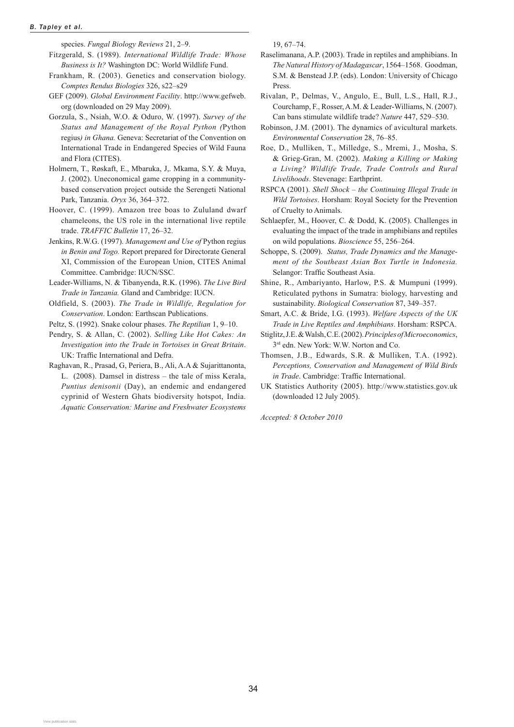species. *Fungal Biology Reviews* 21, 2–9.

Fitzgerald, S. (1989). *International Wildlife Trade: Whose Business is It?* Washington DC: World Wildlife Fund.

Frankham, R. (2003). Genetics and conservation biology. *Comptes Rendus Biologies* 326, s22–s29

GEF (2009). *Global Environment Facility*. http://www.gefweb.org (downloaded on 29 May 2009).

Gorzula, S., Nsiah, W.O. & Oduro, W. (1997). *Survey of the Status and Management of the Royal Python (*Python regius*) in Ghana.* Geneva: Secretariat of the Convention on International Trade in Endangered Species of Wild Fauna and Flora (CITES).

Holmern, T., Røskaft, E., Mbaruka, J,. Mkama, S.Y. & Muya, J. (2002). Uneconomical game cropping in a community-based conservation project outside the Serengeti National Park, Tanzania. *Oryx* 36, 364–372.

Hoover, C. (1999). Amazon tree boas to Zululand dwarf chameleons, the US role in the international live reptile trade. *TRAFFIC Bulletin* 17, 26–32.

Jenkins, R.W.G. (1997). *Management and Use of* Python regius *in Benin and Togo.* Report prepared for Directorate General XI, Commission of the European Union, CITES Animal Committee. Cambridge: IUCN/SSC.

Leader-Williams, N. & Tibanyenda, R.K. (1996). *The Live Bird Trade in Tanzania.* Gland and Cambridge: IUCN.

Oldfield, S. (2003). *The Trade in Wildlife, Regulation for Conservation*. London: Earthscan Publications.

Peltz, S. (1992). Snake colour phases. *The Reptilian* 1, 9–10.

Pendry, S. & Allan, C. (2002). *Selling Like Hot Cakes: An Investigation into the Trade in Tortoises in Great Britain*. UK: Traffic International and Defra.

Raghavan, R., Prasad, G, Periera, B., Ali, A.A & Sujarittanonta, L. (2008). Damsel in distress – the tale of miss Kerala, *Puntius denisonii* (Day), an endemic and endangered cyprinid of Western Ghats biodiversity hotspot, India. *Aquatic Conservation: Marine and Freshwater Ecosystems* 19, 67–74.

Raselimanana, A.P. (2003). Trade in reptiles and amphibians. In *The Natural History of Madagascar*, 1564–1568. Goodman, S.M. & Benstead J.P. (eds). London: University of Chicago Press.

Rivalan, P., Delmas, V., Angulo, E., Bull, L.S., Hall, R.J., Courchamp, F., Rosser, A.M. & Leader-Williams, N. (2007). Can bans stimulate wildlife trade? *Nature* 447, 529–530.

Robinson, J.M. (2001). The dynamics of avicultural markets. *Environmental Conservation* 28, 76–85.

Roe, D., Mulliken, T., Milledge, S., Mremi, J., Mosha, S. & Grieg-Gran, M. (2002). *Making a Killing or Making a Living? Wildlife Trade, Trade Controls and Rural Livelihoods*. Stevenage: Earthprint.

RSPCA (2001). *Shell Shock – the Continuing Illegal Trade in Wild Tortoises*. Horsham: Royal Society for the Prevention of Cruelty to Animals.

Schlaepfer, M., Hoover, C. & Dodd, K. (2005). Challenges in evaluating the impact of the trade in amphibians and reptiles on wild populations. *Bioscience* 55, 256–264.

Schoppe, S. (2009). *Status, Trade Dynamics and the Management of the Southeast Asian Box Turtle in Indonesia.* Selangor: Traffic Southeast Asia.

Shine, R., Ambariyanto, Harlow, P.S. & Mumpuni (1999). Reticulated pythons in Sumatra: biology, harvesting and sustainability. *Biological Conservation* 87, 349–357.

Smart, A.C. & Bride, I.G. (1993). *Welfare Aspects of the UK Trade in Live Reptiles and Amphibians*. Horsham: RSPCA.

Stiglitz, J.E. & Walsh, C.E. (2002). *Principles of Microeconomics*, 3rd edn. New York: W.W. Norton and Co.

Thomsen, J.B., Edwards, S.R. & Mulliken, T.A. (1992). *Perceptions, Conservation and Management of Wild Birds in Trade*. Cambridge: Traffic International.

UK Statistics Authority (2005). http://www.statistics.gov.uk (downloaded 12 July 2005).

*Accepted: 8 October 2010*